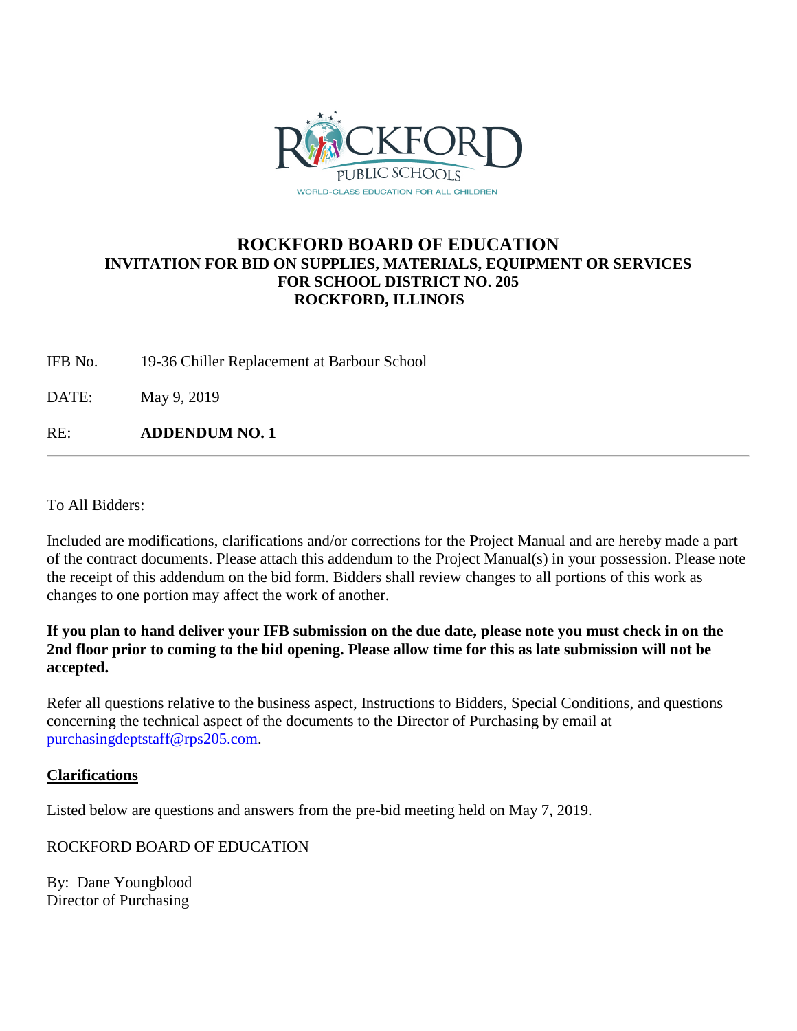ROCKFORD PUBLIC SCHOOLS

WORLD-CLASS EDUCATION FOR ALL CHILDREN

# ROCKFORD BOARD OF EDUCATION

## INVITATION FOR BID ON SUPPLIES, MATERIALS, EQUIPMENT OR SERVICES FOR SCHOOL DISTRICT NO. 205 ROCKFORD, ILLINOIS

IFB No. 19-36 Chiller Replacement at Barbour School

DATE: May 9, 2019

RE: **ADDENDUM NO. 1**

---

To All Bidders:

Included are modifications, clarifications and/or corrections for the Project Manual and are hereby made a part of the contract documents. Please attach this addendum to the Project Manual(s) in your possession. Please note the receipt of this addendum on the bid form. Bidders shall review changes to all portions of this work as changes to one portion may affect the work of another.

**If you plan to hand deliver your IFB submission on the due date, please note you must check in on the 2nd floor prior to coming to the bid opening. Please allow time for this as late submission will not be accepted.**

Refer all questions relative to the business aspect, Instructions to Bidders, Special Conditions, and questions concerning the technical aspect of the documents to the Director of Purchasing by email at purchasingdeptstaff@rps205.com.

**Clarifications**

Listed below are questions and answers from the pre-bid meeting held on May 7, 2019.

ROCKFORD BOARD OF EDUCATION

By: Dane Youngblood
Director of Purchasing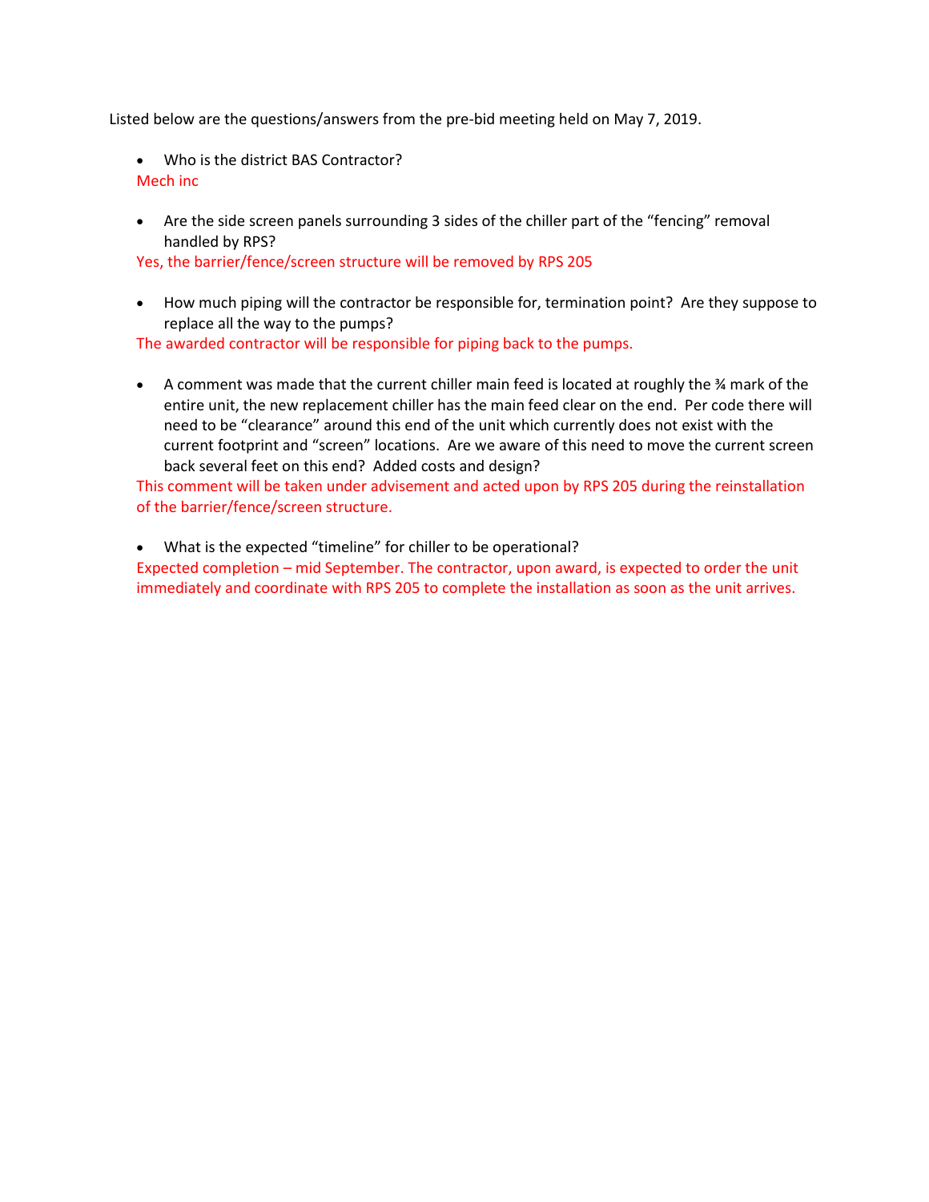Listed below are the questions/answers from the pre-bid meeting held on May 7, 2019.

- Who is the district BAS Contractor?

Mech inc

- Are the side screen panels surrounding 3 sides of the chiller part of the "fencing" removal handled by RPS?

Yes, the barrier/fence/screen structure will be removed by RPS 205

- How much piping will the contractor be responsible for, termination point? Are they suppose to replace all the way to the pumps?

The awarded contractor will be responsible for piping back to the pumps.

- A comment was made that the current chiller main feed is located at roughly the ¾ mark of the entire unit, the new replacement chiller has the main feed clear on the end. Per code there will need to be "clearance" around this end of the unit which currently does not exist with the current footprint and "screen" locations. Are we aware of this need to move the current screen back several feet on this end? Added costs and design?

This comment will be taken under advisement and acted upon by RPS 205 during the reinstallation of the barrier/fence/screen structure.

- What is the expected "timeline" for chiller to be operational?

Expected completion – mid September. The contractor, upon award, is expected to order the unit immediately and coordinate with RPS 205 to complete the installation as soon as the unit arrives.